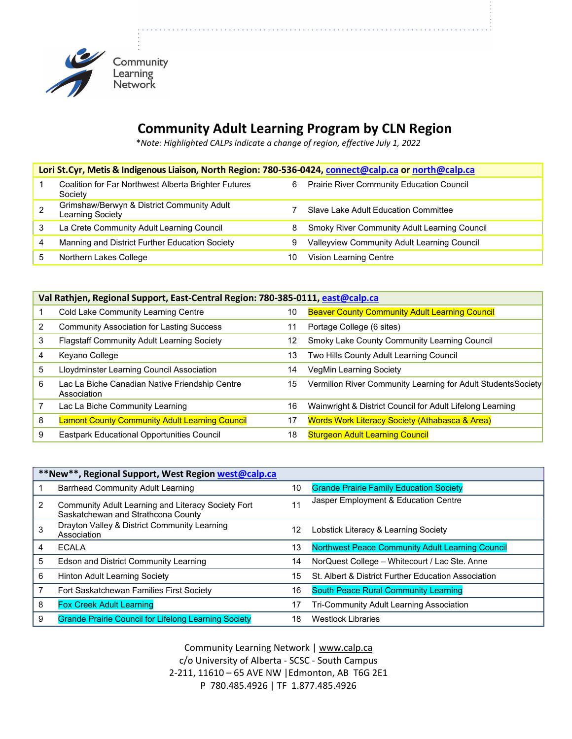Community Learning Network

# Community Adult Learning Program by CLN Region

*\*Note: Highlighted CALPs indicate a change of region, effective July 1, 2022*

| Lori St.Cyr, Metis & Indigenous Liaison, North Region: 780-536-0424, connect@calp.ca or north@calp.ca | | | |
|---|---|---|---|
| 1 | Coalition for Far Northwest Alberta Brighter Futures Society | 6 | Prairie River Community Education Council |
| 2 | Grimshaw/Berwyn & District Community Adult Learning Society | 7 | Slave Lake Adult Education Committee |
| 3 | La Crete Community Adult Learning Council | 8 | Smoky River Community Adult Learning Council |
| 4 | Manning and District Further Education Society | 9 | Valleyview Community Adult Learning Council |
| 5 | Northern Lakes College | 10 | Vision Learning Centre |

| Val Rathjen, Regional Support, East-Central Region: 780-385-0111, east@calp.ca | | | |
|---|---|---|---|
| 1 | Cold Lake Community Learning Centre | 10 | Beaver County Community Adult Learning Council |
| 2 | Community Association for Lasting Success | 11 | Portage College (6 sites) |
| 3 | Flagstaff Community Adult Learning Society | 12 | Smoky Lake County Community Learning Council |
| 4 | Keyano College | 13 | Two Hills County Adult Learning Council |
| 5 | Lloydminster Learning Council Association | 14 | VegMin Learning Society |
| 6 | Lac La Biche Canadian Native Friendship Centre Association | 15 | Vermilion River Community Learning for Adult StudentsSociety |
| 7 | Lac La Biche Community Learning | 16 | Wainwright & District Council for Adult Lifelong Learning |
| 8 | Lamont County Community Adult Learning Council | 17 | Words Work Literacy Society (Athabasca & Area) |
| 9 | Eastpark Educational Opportunities Council | 18 | Sturgeon Adult Learning Council |

| **New**, Regional Support, West Region west@calp.ca | | | |
|---|---|---|---|
| 1 | Barrhead Community Adult Learning | 10 | Grande Prairie Family Education Society |
| 2 | Community Adult Learning and Literacy Society Fort Saskatchewan and Strathcona County | 11 | Jasper Employment & Education Centre |
| 3 | Drayton Valley & District Community Learning Association | 12 | Lobstick Literacy & Learning Society |
| 4 | ECALA | 13 | Northwest Peace Community Adult Learning Council |
| 5 | Edson and District Community Learning | 14 | NorQuest College – Whitecourt / Lac Ste. Anne |
| 6 | Hinton Adult Learning Society | 15 | St. Albert & District Further Education Association |
| 7 | Fort Saskatchewan Families First Society | 16 | South Peace Rural Community Learning |
| 8 | Fox Creek Adult Learning | 17 | Tri-Community Adult Learning Association |
| 9 | Grande Prairie Council for Lifelong Learning Society | 18 | Westlock Libraries |

Community Learning Network | www.calp.ca
c/o University of Alberta - SCSC - South Campus
2-211, 11610 – 65 AVE NW |Edmonton, AB T6G 2E1
P 780.485.4926 | TF 1.877.485.4926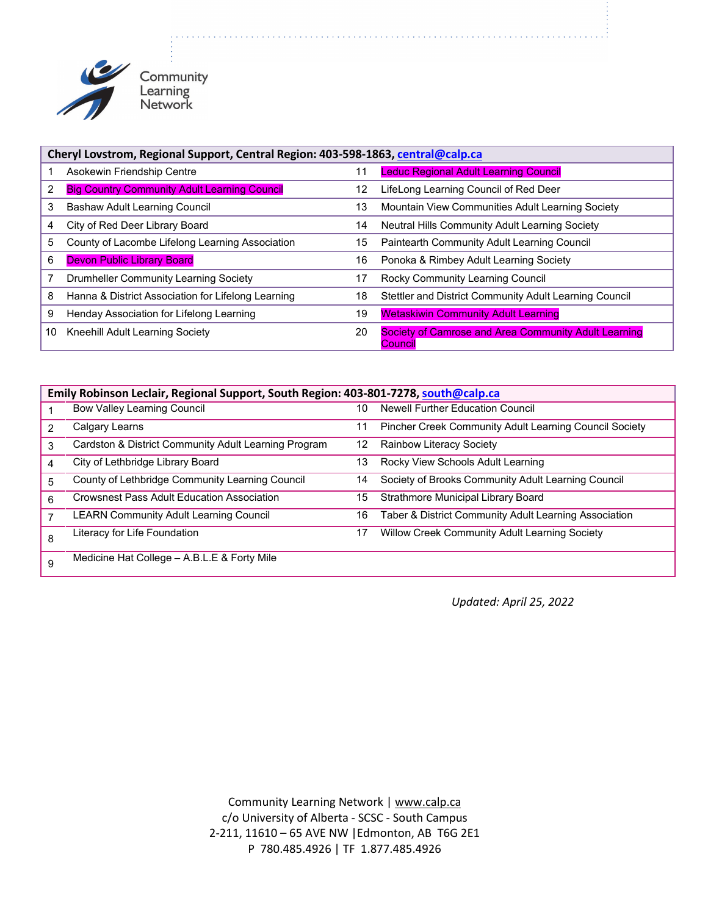Community Learning Network

| **Cheryl Lovstrom, Regional Support, Central Region: 403-598-1863, central@calp.ca** | | | |
|---|---|---|---|
| 1 | Asokewin Friendship Centre | 11 | Leduc Regional Adult Learning Council |
| 2 | Big Country Community Adult Learning Council | 12 | LifeLong Learning Council of Red Deer |
| 3 | Bashaw Adult Learning Council | 13 | Mountain View Communities Adult Learning Society |
| 4 | City of Red Deer Library Board | 14 | Neutral Hills Community Adult Learning Society |
| 5 | County of Lacombe Lifelong Learning Association | 15 | Paintearth Community Adult Learning Council |
| 6 | Devon Public Library Board | 16 | Ponoka & Rimbey Adult Learning Society |
| 7 | Drumheller Community Learning Society | 17 | Rocky Community Learning Council |
| 8 | Hanna & District Association for Lifelong Learning | 18 | Stettler and District Community Adult Learning Council |
| 9 | Henday Association for Lifelong Learning | 19 | Wetaskiwin Community Adult Learning |
| 10 | Kneehill Adult Learning Society | 20 | Society of Camrose and Area Community Adult Learning Council |

| **Emily Robinson Leclair, Regional Support, South Region: 403-801-7278, south@calp.ca** | | | |
|---|---|---|---|
| 1 | Bow Valley Learning Council | 10 | Newell Further Education Council |
| 2 | Calgary Learns | 11 | Pincher Creek Community Adult Learning Council Society |
| 3 | Cardston & District Community Adult Learning Program | 12 | Rainbow Literacy Society |
| 4 | City of Lethbridge Library Board | 13 | Rocky View Schools Adult Learning |
| 5 | County of Lethbridge Community Learning Council | 14 | Society of Brooks Community Adult Learning Council |
| 6 | Crowsnest Pass Adult Education Association | 15 | Strathmore Municipal Library Board |
| 7 | LEARN Community Adult Learning Council | 16 | Taber & District Community Adult Learning Association |
| 8 | Literacy for Life Foundation | 17 | Willow Creek Community Adult Learning Society |
| 9 | Medicine Hat College – A.B.L.E & Forty Mile | | |

*Updated: April 25, 2022*

Community Learning Network | www.calp.ca
c/o University of Alberta - SCSC - South Campus
2-211, 11610 – 65 AVE NW |Edmonton, AB T6G 2E1
P 780.485.4926 | TF 1.877.485.4926